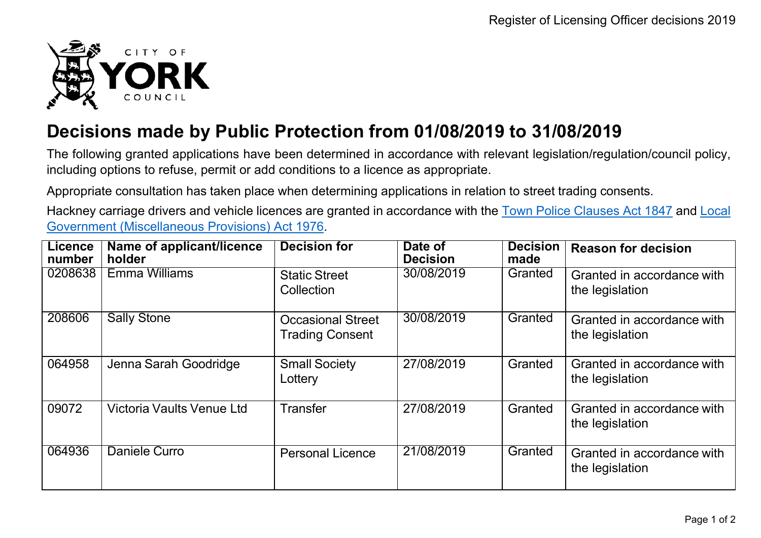# Decisions made by Public Protection from 01/08/2019 to 31/08/2019

The following granted applications have been determined in accordance with relevant legislation/regulation/council policy, including options to refuse, permit or add conditions to a licence as appropriate.

Appropriate consultation has taken place when determining applications in relation to street trading consents.

Hackney carriage drivers and vehicle licences are granted in accordance with the Town Police Clauses Act 1847 and Local Government (Miscellaneous Provisions) Act 1976.

| Licence number | Name of applicant/licence holder | Decision for | Date of Decision | Decision made | Reason for decision |
|---|---|---|---|---|---|
| 0208638 | Emma Williams | Static Street Collection | 30/08/2019 | Granted | Granted in accordance with the legislation |
| 208606 | Sally Stone | Occasional Street Trading Consent | 30/08/2019 | Granted | Granted in accordance with the legislation |
| 064958 | Jenna Sarah Goodridge | Small Society Lottery | 27/08/2019 | Granted | Granted in accordance with the legislation |
| 09072 | Victoria Vaults Venue Ltd | Transfer | 27/08/2019 | Granted | Granted in accordance with the legislation |
| 064936 | Daniele Curro | Personal Licence | 21/08/2019 | Granted | Granted in accordance with the legislation |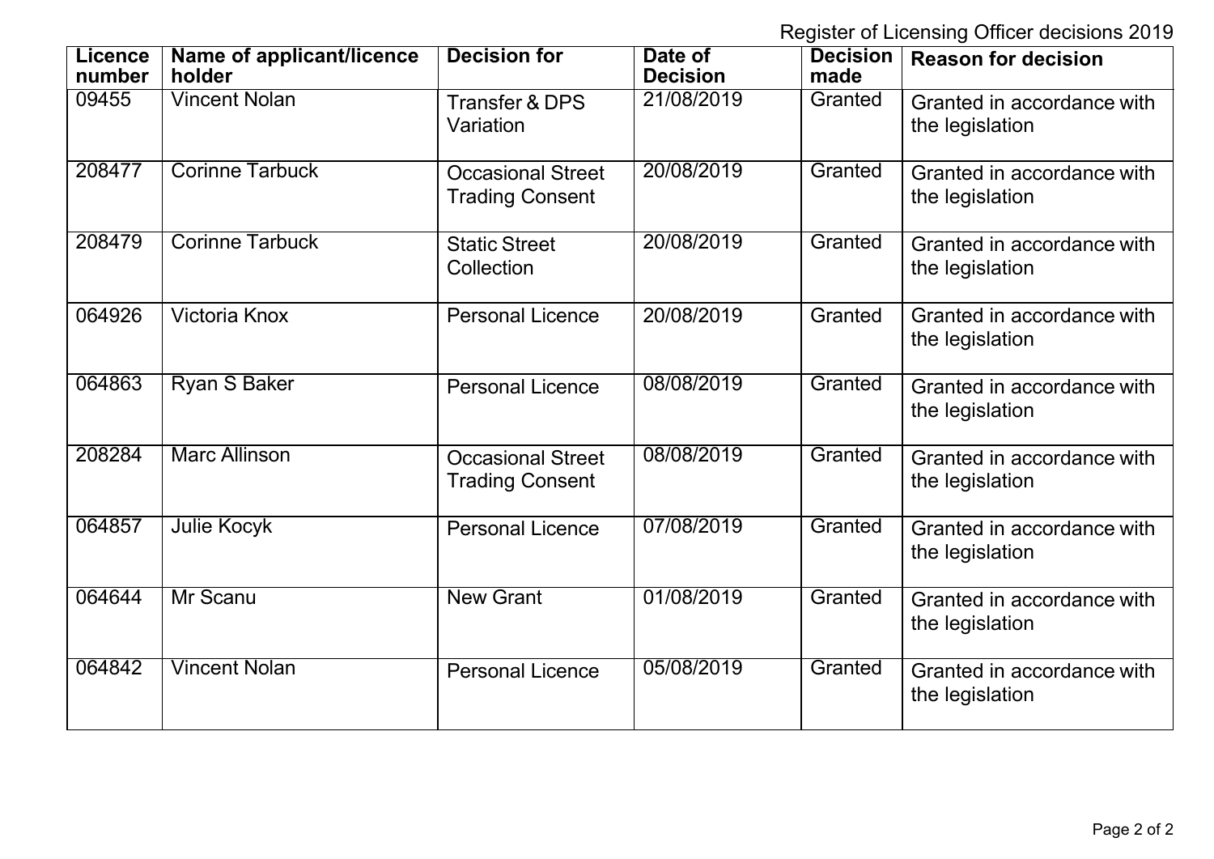Register of Licensing Officer decisions 2019

| Licence number | Name of applicant/licence holder | Decision for | Date of Decision | Decision made | Reason for decision |
|---|---|---|---|---|---|
| 09455 | Vincent Nolan | Transfer & DPS Variation | 21/08/2019 | Granted | Granted in accordance with the legislation |
| 208477 | Corinne Tarbuck | Occasional Street Trading Consent | 20/08/2019 | Granted | Granted in accordance with the legislation |
| 208479 | Corinne Tarbuck | Static Street Collection | 20/08/2019 | Granted | Granted in accordance with the legislation |
| 064926 | Victoria Knox | Personal Licence | 20/08/2019 | Granted | Granted in accordance with the legislation |
| 064863 | Ryan S Baker | Personal Licence | 08/08/2019 | Granted | Granted in accordance with the legislation |
| 208284 | Marc Allinson | Occasional Street Trading Consent | 08/08/2019 | Granted | Granted in accordance with the legislation |
| 064857 | Julie Kocyk | Personal Licence | 07/08/2019 | Granted | Granted in accordance with the legislation |
| 064644 | Mr Scanu | New Grant | 01/08/2019 | Granted | Granted in accordance with the legislation |
| 064842 | Vincent Nolan | Personal Licence | 05/08/2019 | Granted | Granted in accordance with the legislation |